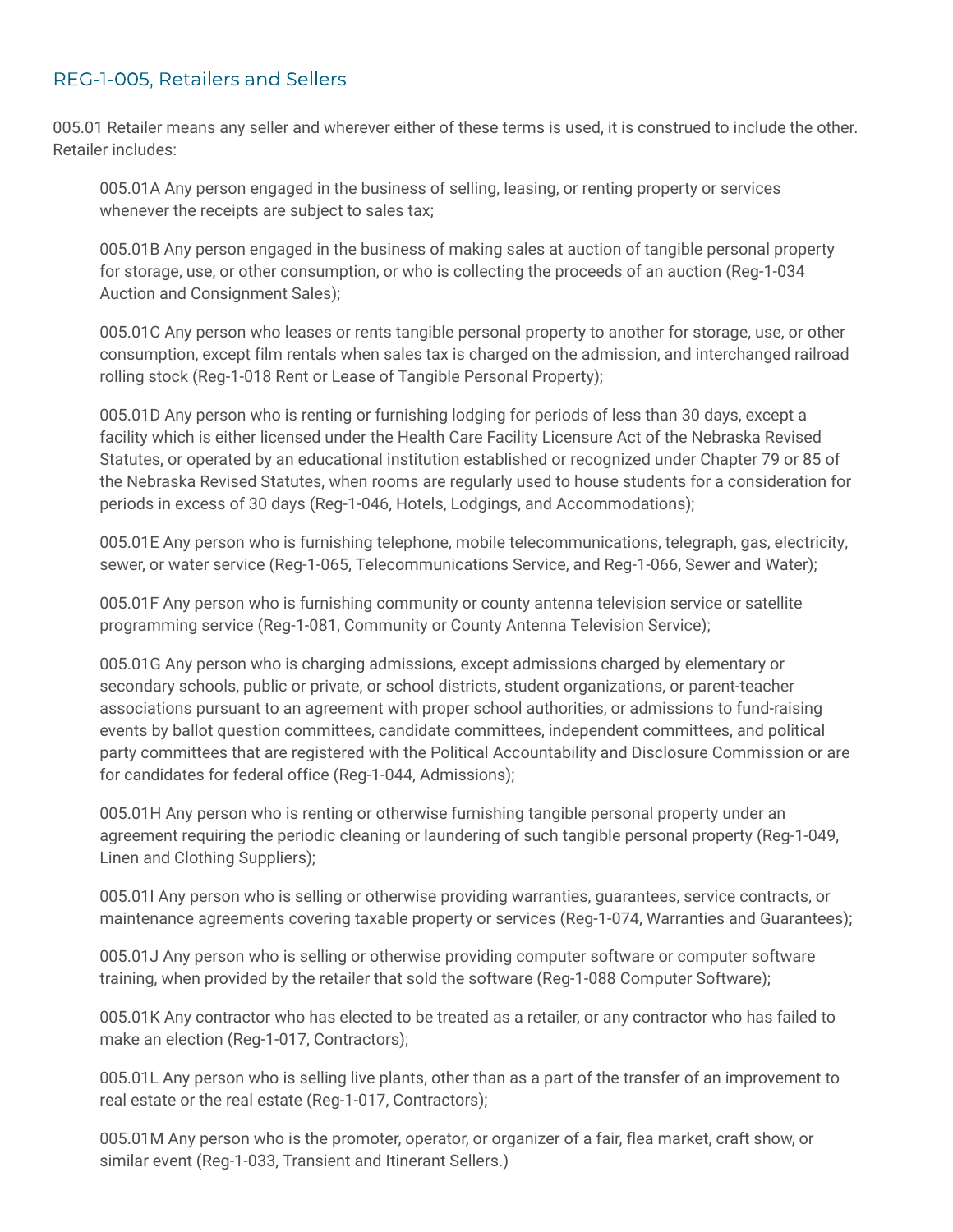## REG-1-005, Retailers and Sellers

005.01 Retailer means any seller and wherever either of these terms is used, it is construed to include the other. Retailer includes:

005.01A Any person engaged in the business of selling, leasing, or renting property or services whenever the receipts are subject to sales tax;

005.01B Any person engaged in the business of making sales at auction of tangible personal property for storage, use, or other consumption, or who is collecting the proceeds of an auction (Reg-1-034 Auction and Consignment Sales);

005.01C Any person who leases or rents tangible personal property to another for storage, use, or other consumption, except film rentals when sales tax is charged on the admission, and interchanged railroad rolling stock (Reg-1-018 Rent or Lease of Tangible Personal Property);

005.01D Any person who is renting or furnishing lodging for periods of less than 30 days, except a facility which is either licensed under the Health Care Facility Licensure Act of the Nebraska Revised Statutes, or operated by an educational institution established or recognized under Chapter 79 or 85 of the Nebraska Revised Statutes, when rooms are regularly used to house students for a consideration for periods in excess of 30 days (Reg-1-046, Hotels, Lodgings, and Accommodations);

005.01E Any person who is furnishing telephone, mobile telecommunications, telegraph, gas, electricity, sewer, or water service (Reg-1-065, Telecommunications Service, and Reg-1-066, Sewer and Water);

005.01F Any person who is furnishing community or county antenna television service or satellite programming service (Reg-1-081, Community or County Antenna Television Service);

005.01G Any person who is charging admissions, except admissions charged by elementary or secondary schools, public or private, or school districts, student organizations, or parent-teacher associations pursuant to an agreement with proper school authorities, or admissions to fund-raising events by ballot question committees, candidate committees, independent committees, and political party committees that are registered with the Political Accountability and Disclosure Commission or are for candidates for federal office (Reg-1-044, Admissions);

005.01H Any person who is renting or otherwise furnishing tangible personal property under an agreement requiring the periodic cleaning or laundering of such tangible personal property (Reg-1-049, Linen and Clothing Suppliers);

005.01I Any person who is selling or otherwise providing warranties, guarantees, service contracts, or maintenance agreements covering taxable property or services (Reg-1-074, Warranties and Guarantees);

005.01J Any person who is selling or otherwise providing computer software or computer software training, when provided by the retailer that sold the software (Reg-1-088 Computer Software);

005.01K Any contractor who has elected to be treated as a retailer, or any contractor who has failed to make an election (Reg-1-017, Contractors);

005.01L Any person who is selling live plants, other than as a part of the transfer of an improvement to real estate or the real estate (Reg-1-017, Contractors);

005.01M Any person who is the promoter, operator, or organizer of a fair, flea market, craft show, or similar event (Reg-1-033, Transient and Itinerant Sellers.)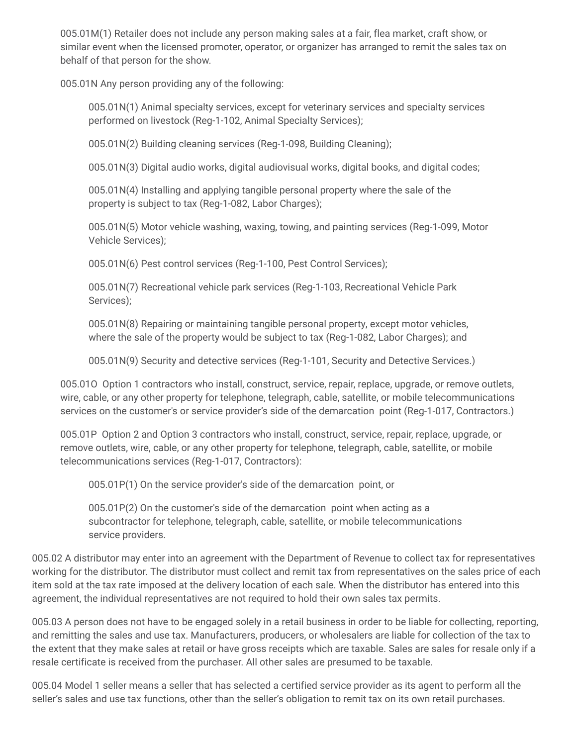005.01M(1) Retailer does not include any person making sales at a fair, flea market, craft show, or similar event when the licensed promoter, operator, or organizer has arranged to remit the sales tax on behalf of that person for the show.

005.01N Any person providing any of the following:

005.01N(1) Animal specialty services, except for veterinary services and specialty services performed on livestock (Reg-1-102, Animal Specialty Services);

005.01N(2) Building cleaning services (Reg-1-098, Building Cleaning);

005.01N(3) Digital audio works, digital audiovisual works, digital books, and digital codes;

005.01N(4) Installing and applying tangible personal property where the sale of the property is subject to tax (Reg-1-082, Labor Charges);

005.01N(5) Motor vehicle washing, waxing, towing, and painting services (Reg-1-099, Motor Vehicle Services);

005.01N(6) Pest control services (Reg-1-100, Pest Control Services);

005.01N(7) Recreational vehicle park services (Reg-1-103, Recreational Vehicle Park Services);

005.01N(8) Repairing or maintaining tangible personal property, except motor vehicles, where the sale of the property would be subject to tax (Reg-1-082, Labor Charges); and

005.01N(9) Security and detective services (Reg-1-101, Security and Detective Services.)

005.01O Option 1 contractors who install, construct, service, repair, replace, upgrade, or remove outlets, wire, cable, or any other property for telephone, telegraph, cable, satellite, or mobile telecommunications services on the customer's or service provider's side of the demarcation point (Reg-1-017, Contractors.)

005.01P Option 2 and Option 3 contractors who install, construct, service, repair, replace, upgrade, or remove outlets, wire, cable, or any other property for telephone, telegraph, cable, satellite, or mobile telecommunications services (Reg-1-017, Contractors):

005.01P(1) On the service provider's side of the demarcation point, or

005.01P(2) On the customer's side of the demarcation point when acting as a subcontractor for telephone, telegraph, cable, satellite, or mobile telecommunications service providers.

005.02 A distributor may enter into an agreement with the Department of Revenue to collect tax for representatives working for the distributor. The distributor must collect and remit tax from representatives on the sales price of each item sold at the tax rate imposed at the delivery location of each sale. When the distributor has entered into this agreement, the individual representatives are not required to hold their own sales tax permits.

005.03 A person does not have to be engaged solely in a retail business in order to be liable for collecting, reporting, and remitting the sales and use tax. Manufacturers, producers, or wholesalers are liable for collection of the tax to the extent that they make sales at retail or have gross receipts which are taxable. Sales are sales for resale only if a resale certificate is received from the purchaser. All other sales are presumed to be taxable.

005.04 Model 1 seller means a seller that has selected a certified service provider as its agent to perform all the seller's sales and use tax functions, other than the seller's obligation to remit tax on its own retail purchases.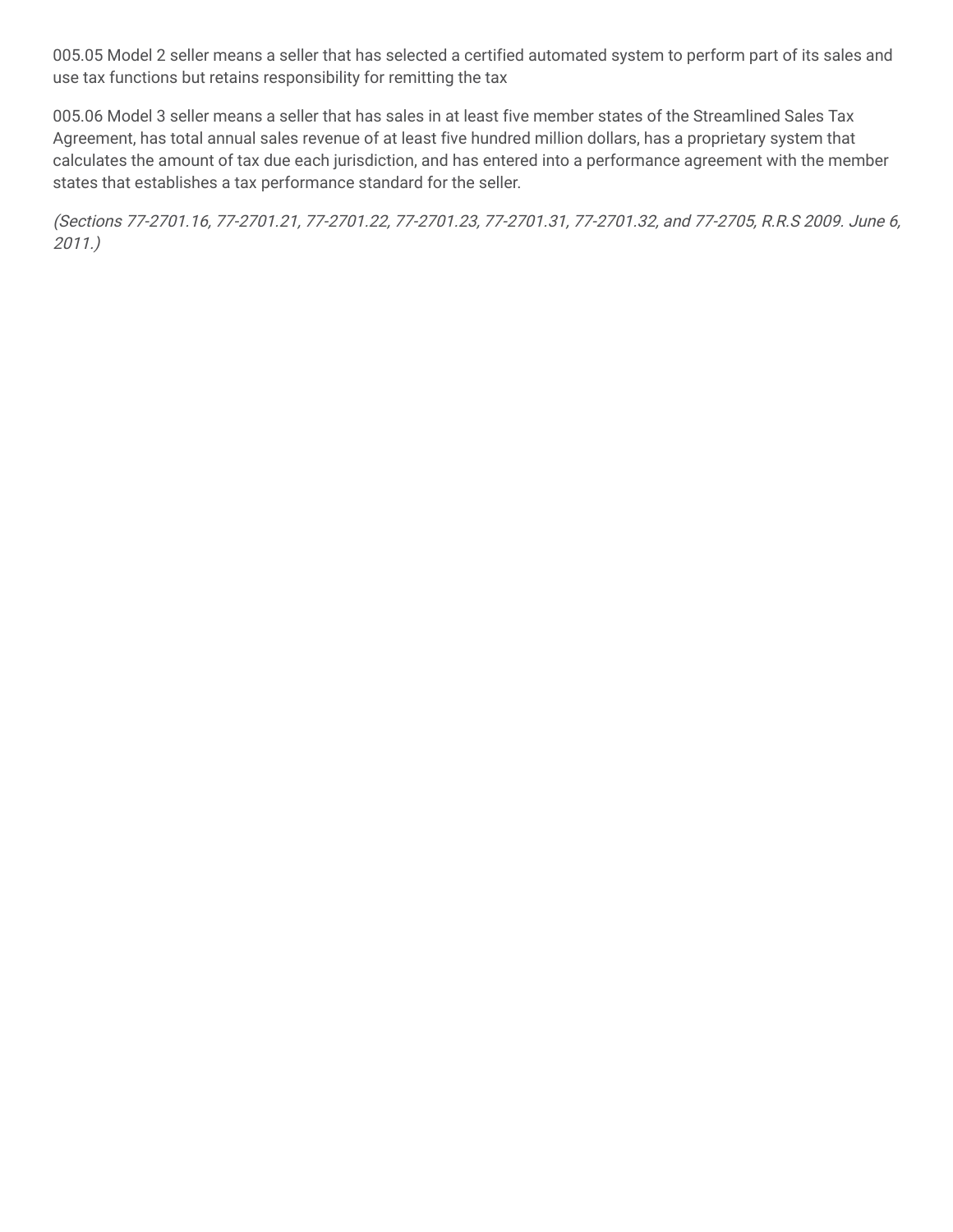005.05 Model 2 seller means a seller that has selected a certified automated system to perform part of its sales and use tax functions but retains responsibility for remitting the tax

005.06 Model 3 seller means a seller that has sales in at least five member states of the Streamlined Sales Tax Agreement, has total annual sales revenue of at least five hundred million dollars, has a proprietary system that calculates the amount of tax due each jurisdiction, and has entered into a performance agreement with the member states that establishes a tax performance standard for the seller.

*(Sections 77-2701.16, 77-2701.21, 77-2701.22, 77-2701.23, 77-2701.31, 77-2701.32, and 77-2705, R.R.S 2009. June 6, 2011.)*